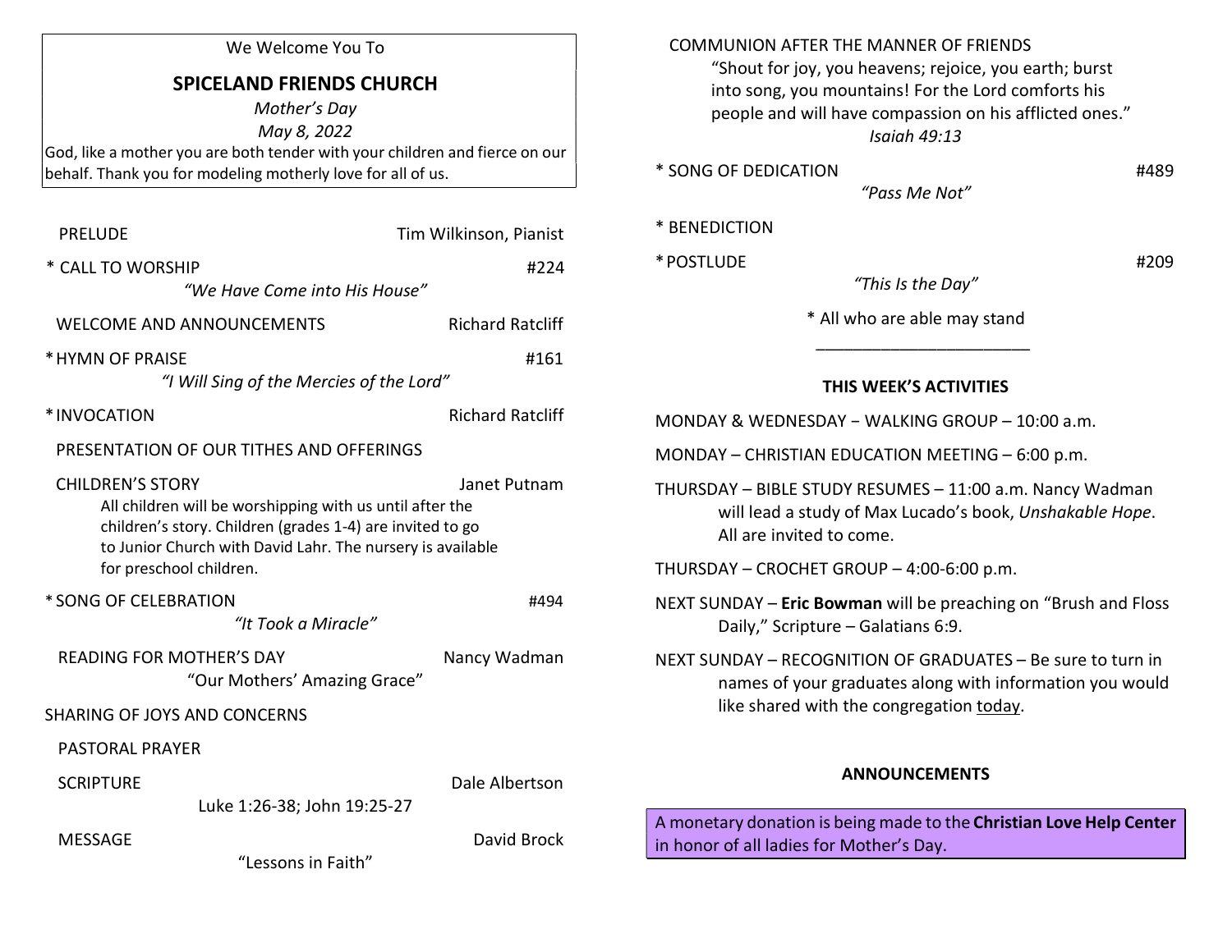We Welcome You To

# SPICELAND FRIENDS CHURCH

*Mother's Day*

*May 8, 2022*

God, like a mother you are both tender with your children and fierce on our behalf. Thank you for modeling motherly love for all of us.

PRELUDE — Tim Wilkinson, Pianist

\* CALL TO WORSHIP — #224
*"We Have Come into His House"*

WELCOME AND ANNOUNCEMENTS — Richard Ratcliff

\* HYMN OF PRAISE — #161
*"I Will Sing of the Mercies of the Lord"*

\* INVOCATION — Richard Ratcliff

PRESENTATION OF OUR TITHES AND OFFERINGS

CHILDREN'S STORY — Janet Putnam
All children will be worshipping with us until after the children's story. Children (grades 1-4) are invited to go to Junior Church with David Lahr. The nursery is available for preschool children.

\* SONG OF CELEBRATION — #494
*"It Took a Miracle"*

READING FOR MOTHER'S DAY — Nancy Wadman
"Our Mothers' Amazing Grace"

SHARING OF JOYS AND CONCERNS

PASTORAL PRAYER

SCRIPTURE — Dale Albertson
Luke 1:26-38; John 19:25-27

MESSAGE — David Brock
"Lessons in Faith"

COMMUNION AFTER THE MANNER OF FRIENDS
"Shout for joy, you heavens; rejoice, you earth; burst into song, you mountains! For the Lord comforts his people and will have compassion on his afflicted ones."
*Isaiah 49:13*

\* SONG OF DEDICATION — #489
*"Pass Me Not"*

\* BENEDICTION

\* POSTLUDE — #209
*"This Is the Day"*

\* All who are able may stand

---

## THIS WEEK'S ACTIVITIES

MONDAY & WEDNESDAY − WALKING GROUP – 10:00 a.m.

MONDAY – CHRISTIAN EDUCATION MEETING – 6:00 p.m.

THURSDAY – BIBLE STUDY RESUMES – 11:00 a.m. Nancy Wadman will lead a study of Max Lucado's book, *Unshakable Hope*. All are invited to come.

THURSDAY – CROCHET GROUP – 4:00-6:00 p.m.

NEXT SUNDAY – **Eric Bowman** will be preaching on "Brush and Floss Daily," Scripture – Galatians 6:9.

NEXT SUNDAY – RECOGNITION OF GRADUATES – Be sure to turn in names of your graduates along with information you would like shared with the congregation today.

## ANNOUNCEMENTS

A monetary donation is being made to the **Christian Love Help Center** in honor of all ladies for Mother's Day.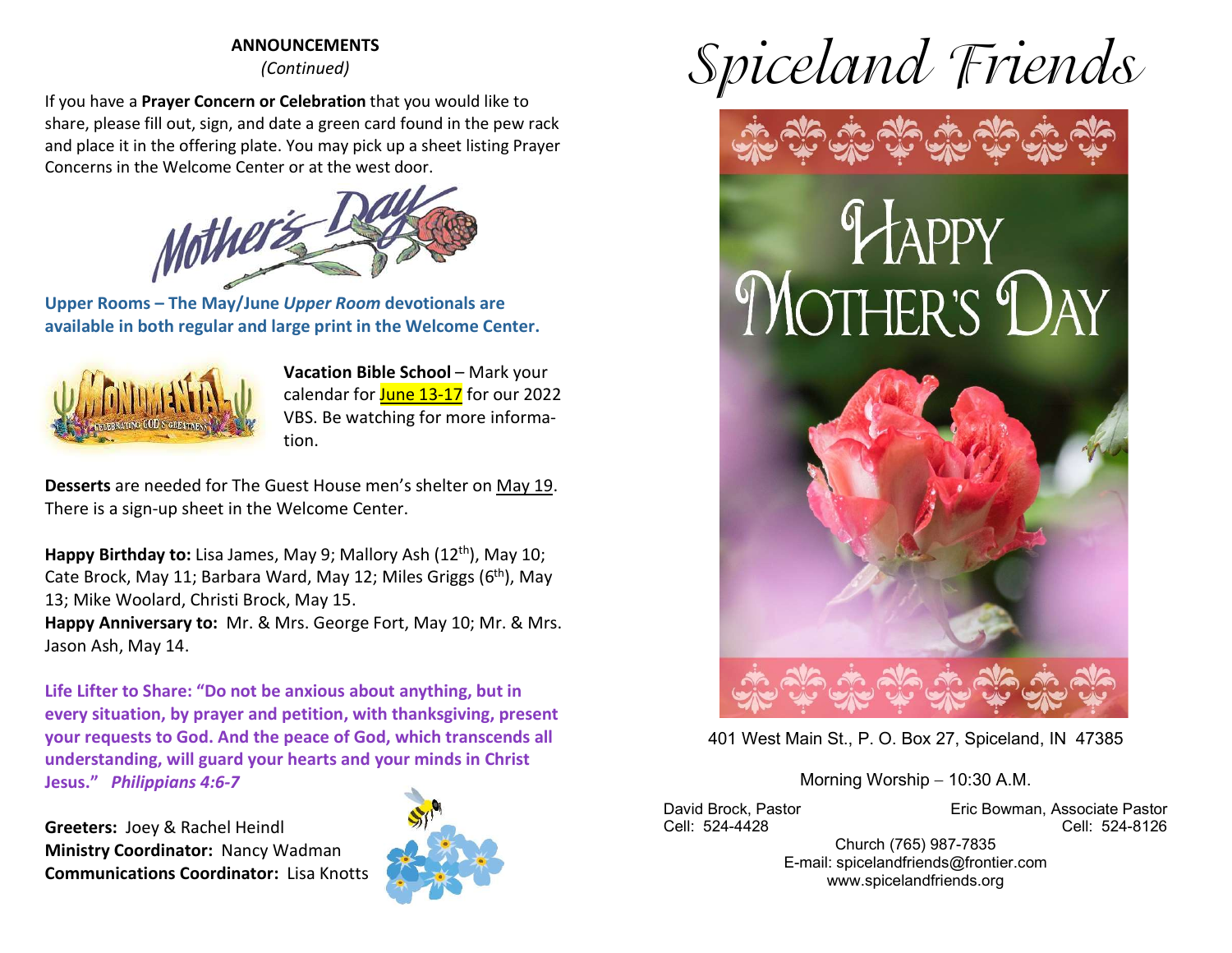## ANNOUNCEMENTS

*(Continued)*

If you have a **Prayer Concern or Celebration** that you would like to share, please fill out, sign, and date a green card found in the pew rack and place it in the offering plate. You may pick up a sheet listing Prayer Concerns in the Welcome Center or at the west door.

**Upper Rooms – The May/June *Upper Room* devotionals are available in both regular and large print in the Welcome Center.**

**Vacation Bible School** – Mark your calendar for June 13-17 for our 2022 VBS. Be watching for more information.

**Desserts** are needed for The Guest House men's shelter on May 19. There is a sign-up sheet in the Welcome Center.

**Happy Birthday to:** Lisa James, May 9; Mallory Ash (12th), May 10; Cate Brock, May 11; Barbara Ward, May 12; Miles Griggs (6th), May 13; Mike Woolard, Christi Brock, May 15.

**Happy Anniversary to:** Mr. & Mrs. George Fort, May 10; Mr. & Mrs. Jason Ash, May 14.

**Life Lifter to Share: "Do not be anxious about anything, but in every situation, by prayer and petition, with thanksgiving, present your requests to God. And the peace of God, which transcends all understanding, will guard your hearts and your minds in Christ Jesus."** ***Philippians 4:6-7***

**Greeters:** Joey & Rachel Heindl
**Ministry Coordinator:** Nancy Wadman
**Communications Coordinator:** Lisa Knotts

# *Spiceland Friends*

401 West Main St., P. O. Box 27, Spiceland, IN 47385

Morning Worship – 10:30 A.M.

David Brock, Pastor
Cell: 524-4428

Eric Bowman, Associate Pastor
Cell: 524-8126

Church (765) 987-7835
E-mail: spicelandfriends@frontier.com
www.spicelandfriends.org